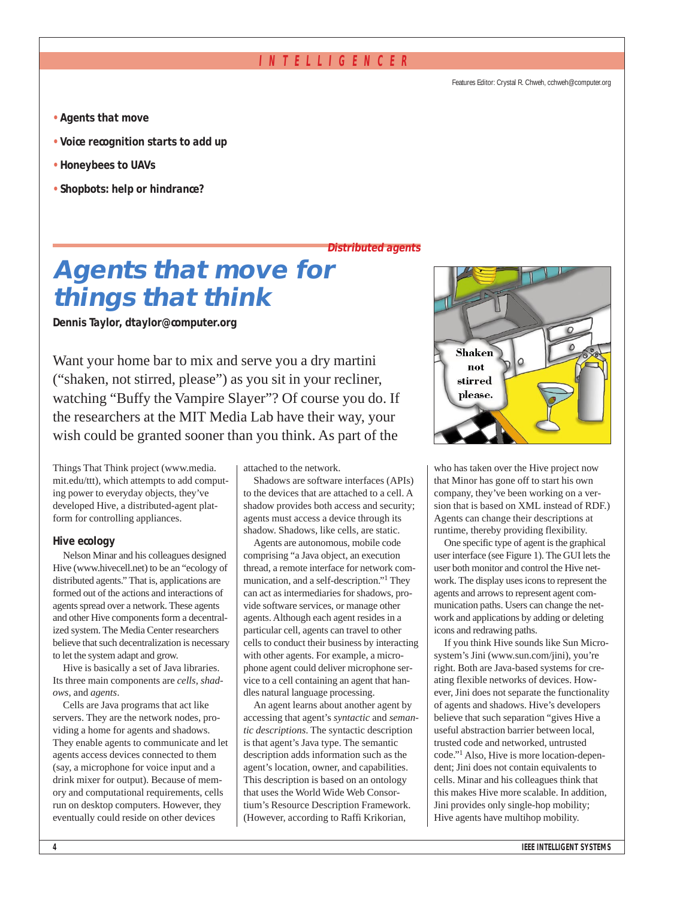- **Agents that move**
- **Voice recognition starts to add up**
- **Honeybees to UAVs**
- **Shopbots: help or hindrance?**

*Distributed agents*

# Agents that move for things that think

**Dennis Taylor, dtaylor@computer.org**

Want your home bar to mix and serve you a dry martini ("shaken, not stirred, please") as you sit in your recliner, watching "Buffy the Vampire Slayer"? Of course you do. If the researchers at the MIT Media Lab have their way, your wish could be granted sooner than you think. As part of the Things That Think project (www.media.mit.edu/ttt), which attempts to add computing power to everyday objects, they've developed Hive, a distributed-agent platform for controlling appliances.

## Hive ecology

Nelson Minar and his colleagues designed Hive (www.hivecell.net) to be an "ecology of distributed agents." That is, applications are formed out of the actions and interactions of agents spread over a network. These agents and other Hive components form a decentralized system. The Media Center researchers believe that such decentralization is necessary to let the system adapt and grow.

Hive is basically a set of Java libraries. Its three main components are *cells*, *shadows*, and *agents*.

Cells are Java programs that act like servers. They are the network nodes, providing a home for agents and shadows. They enable agents to communicate and let agents access devices connected to them (say, a microphone for voice input and a drink mixer for output). Because of memory and computational requirements, cells run on desktop computers. However, they eventually could reside on other devices attached to the network.

Shadows are software interfaces (APIs) to the devices that are attached to a cell. A shadow provides both access and security; agents must access a device through its shadow. Shadows, like cells, are static.

Agents are autonomous, mobile code comprising "a Java object, an execution thread, a remote interface for network communication, and a self-description."[1] They can act as intermediaries for shadows, provide software services, or manage other agents. Although each agent resides in a particular cell, agents can travel to other cells to conduct their business by interacting with other agents. For example, a microphone agent could deliver microphone service to a cell containing an agent that handles natural language processing.

An agent learns about another agent by accessing that agent's *syntactic* and *semantic descriptions*. The syntactic description is that agent's Java type. The semantic description adds information such as the agent's location, owner, and capabilities. This description is based on an ontology that uses the World Wide Web Consortium's Resource Description Framework. (However, according to Raffi Krikorian, who has taken over the Hive project now that Minor has gone off to start his own company, they've been working on a version that is based on XML instead of RDF.) Agents can change their descriptions at runtime, thereby providing flexibility.

One specific type of agent is the graphical user interface (see Figure 1). The GUI lets the user both monitor and control the Hive network. The display uses icons to represent the agents and arrows to represent agent communication paths. Users can change the network and applications by adding or deleting icons and redrawing paths.

If you think Hive sounds like Sun Microsystem's Jini (www.sun.com/jini), you're right. Both are Java-based systems for creating flexible networks of devices. However, Jini does not separate the functionality of agents and shadows. Hive's developers believe that such separation "gives Hive a useful abstraction barrier between local, trusted code and networked, untrusted code."[1] Also, Hive is more location-dependent; Jini does not contain equivalents to cells. Minar and his colleagues think that this makes Hive more scalable. In addition, Jini provides only single-hop mobility; Hive agents have multihop mobility.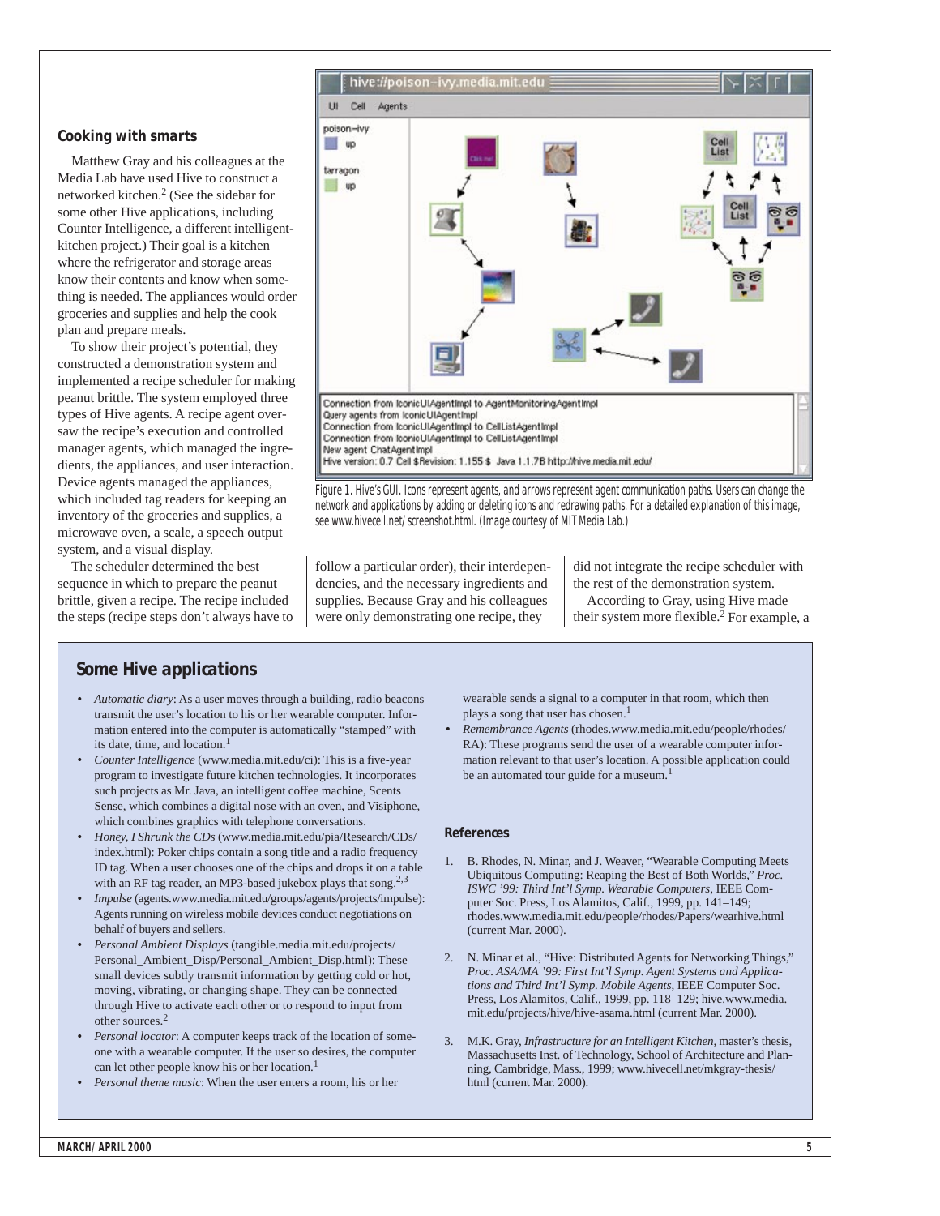## Cooking with smarts

Matthew Gray and his colleagues at the Media Lab have used Hive to construct a networked kitchen.[2] (See the sidebar for some other Hive applications, including Counter Intelligence, a different intelligent-kitchen project.) Their goal is a kitchen where the refrigerator and storage areas know their contents and know when something is needed. The appliances would order groceries and supplies and help the cook plan and prepare meals.

To show their project's potential, they constructed a demonstration system and implemented a recipe scheduler for making peanut brittle. The system employed three types of Hive agents. A recipe agent oversaw the recipe's execution and controlled manager agents, which managed the ingredients, the appliances, and user interaction. Device agents managed the appliances, which included tag readers for keeping an inventory of the groceries and supplies, a microwave oven, a scale, a speech output system, and a visual display.

The scheduler determined the best sequence in which to prepare the peanut brittle, given a recipe. The recipe included the steps (recipe steps don't always have to follow a particular order), their interdependencies, and the necessary ingredients and supplies. Because Gray and his colleagues were only demonstrating one recipe, they did not integrate the recipe scheduler with the rest of the demonstration system.

According to Gray, using Hive made their system more flexible.[2] For example, a

Figure 1. Hive's GUI. Icons represent agents, and arrows represent agent communication paths. Users can change the network and applications by adding or deleting icons and redrawing paths. For a detailed explanation of this image, see www.hivecell.net/screenshot.html. (Image courtesy of MIT Media Lab.)

## Some Hive applications

- *Automatic diary*: As a user moves through a building, radio beacons transmit the user's location to his or her wearable computer. Information entered into the computer is automatically "stamped" with its date, time, and location.[1]
- *Counter Intelligence* (www.media.mit.edu/ci): This is a five-year program to investigate future kitchen technologies. It incorporates such projects as Mr. Java, an intelligent coffee machine, Scents Sense, which combines a digital nose with an oven, and Visiphone, which combines graphics with telephone conversations.
- *Honey, I Shrunk the CDs* (www.media.mit.edu/pia/Research/CDs/index.html): Poker chips contain a song title and a radio frequency ID tag. When a user chooses one of the chips and drops it on a table with an RF tag reader, an MP3-based jukebox plays that song.[2,3]
- *Impulse* (agents.www.media.mit.edu/groups/agents/projects/impulse): Agents running on wireless mobile devices conduct negotiations on behalf of buyers and sellers.
- *Personal Ambient Displays* (tangible.media.mit.edu/projects/Personal_Ambient_Disp/Personal_Ambient_Disp.html): These small devices subtly transmit information by getting cold or hot, moving, vibrating, or changing shape. They can be connected through Hive to activate each other or to respond to input from other sources.[2]
- *Personal locator*: A computer keeps track of the location of someone with a wearable computer. If the user so desires, the computer can let other people know his or her location.[1]
- *Personal theme music*: When the user enters a room, his or her wearable sends a signal to a computer in that room, which then plays a song that user has chosen.[1]
- *Remembrance Agents* (rhodes.www.media.mit.edu/people/rhodes/RA): These programs send the user of a wearable computer information relevant to that user's location. A possible application could be an automated tour guide for a museum.[1]

### References

1. B. Rhodes, N. Minar, and J. Weaver, "Wearable Computing Meets Ubiquitous Computing: Reaping the Best of Both Worlds," *Proc. ISWC '99: Third Int'l Symp. Wearable Computers*, IEEE Computer Soc. Press, Los Alamitos, Calif., 1999, pp. 141–149; rhodes.www.media.mit.edu/people/rhodes/Papers/wearhive.html (current Mar. 2000).
2. N. Minar et al., "Hive: Distributed Agents for Networking Things," *Proc. ASA/MA '99: First Int'l Symp. Agent Systems and Applications and Third Int'l Symp. Mobile Agents*, IEEE Computer Soc. Press, Los Alamitos, Calif., 1999, pp. 118–129; hive.www.media.mit.edu/projects/hive/hive-asama.html (current Mar. 2000).
3. M.K. Gray, *Infrastructure for an Intelligent Kitchen*, master's thesis, Massachusetts Inst. of Technology, School of Architecture and Planning, Cambridge, Mass., 1999; www.hivecell.net/mkgray-thesis/html (current Mar. 2000).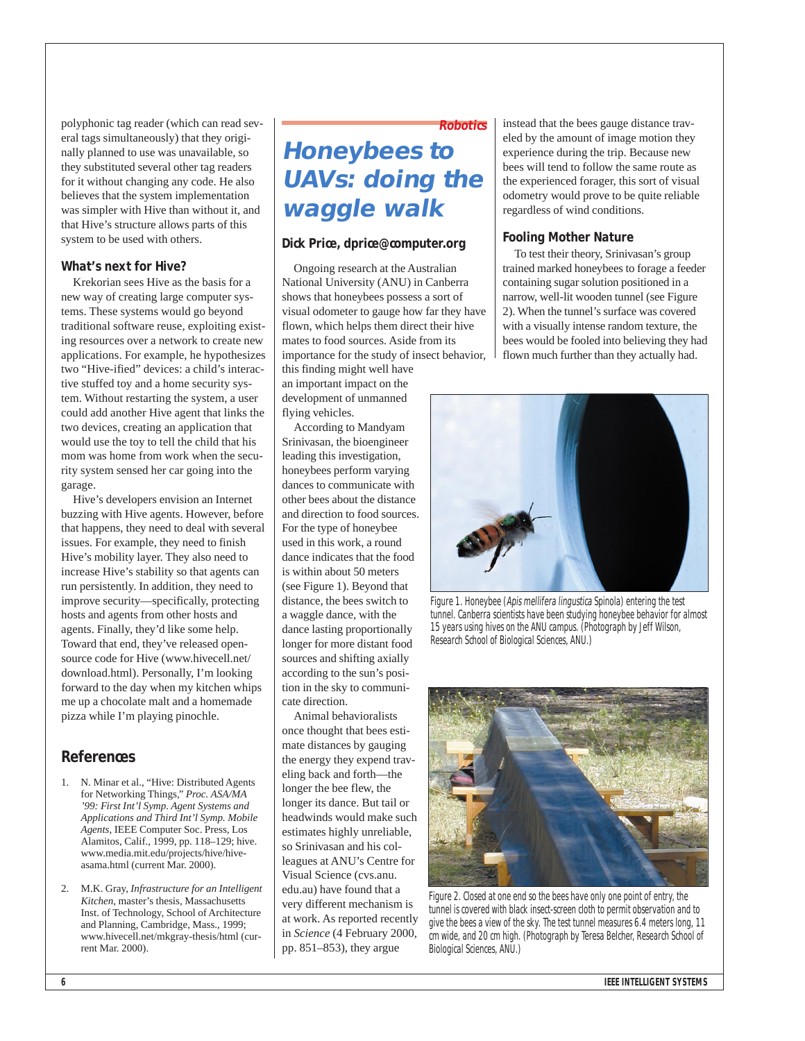polyphonic tag reader (which can read several tags simultaneously) that they originally planned to use was unavailable, so they substituted several other tag readers for it without changing any code. He also believes that the system implementation was simpler with Hive than without it, and that Hive's structure allows parts of this system to be used with others.

### What's next for Hive?

Krekorian sees Hive as the basis for a new way of creating large computer systems. These systems would go beyond traditional software reuse, exploiting existing resources over a network to create new applications. For example, he hypothesizes two "Hive-ified" devices: a child's interactive stuffed toy and a home security system. Without restarting the system, a user could add another Hive agent that links the two devices, creating an application that would use the toy to tell the child that his mom was home from work when the security system sensed her car going into the garage.

Hive's developers envision an Internet buzzing with Hive agents. However, before that happens, they need to deal with several issues. For example, they need to finish Hive's mobility layer. They also need to increase Hive's stability so that agents can run persistently. In addition, they need to improve security—specifically, protecting hosts and agents from other hosts and agents. Finally, they'd like some help. Toward that end, they've released open-source code for Hive (www.hivecell.net/download.html). Personally, I'm looking forward to the day when my kitchen whips me up a chocolate malt and a homemade pizza while I'm playing pinochle.

## References

1. N. Minar et al., "Hive: Distributed Agents for Networking Things," *Proc. ASA/MA '99: First Int'l Symp. Agent Systems and Applications and Third Int'l Symp. Mobile Agents*, IEEE Computer Soc. Press, Los Alamitos, Calif., 1999, pp. 118–129; hive.www.media.mit.edu/projects/hive/hive-asama.html (current Mar. 2000).
2. M.K. Gray, *Infrastructure for an Intelligent Kitchen*, master's thesis, Massachusetts Inst. of Technology, School of Architecture and Planning, Cambridge, Mass., 1999; www.hivecell.net/mkgray-thesis/html (current Mar. 2000).

*Robotics*

# Honeybees to UAVs: doing the waggle walk

**Dick Price, dprice@computer.org**

Ongoing research at the Australian National University (ANU) in Canberra shows that honeybees possess a sort of visual odometer to gauge how far they have flown, which helps them direct their hive mates to food sources. Aside from its importance for the study of insect behavior, this finding might well have an important impact on the development of unmanned flying vehicles.

According to Mandyam Srinivasan, the bioengineer leading this investigation, honeybees perform varying dances to communicate with other bees about the distance and direction to food sources. For the type of honeybee used in this work, a round dance indicates that the food is within about 50 meters (see Figure 1). Beyond that distance, the bees switch to a waggle dance, with the dance lasting proportionally longer for more distant food sources and shifting axially according to the sun's position in the sky to communicate direction.

Animal behavioralists once thought that bees estimate distances by gauging the energy they expend traveling back and forth—the longer the bee flew, the longer its dance. But tail or headwinds would make such estimates highly unreliable, so Srinivasan and his colleagues at ANU's Centre for Visual Science (cvs.anu.edu.au) have found that a very different mechanism is at work. As reported recently in *Science* (4 February 2000, pp. 851–853), they argue instead that the bees gauge distance traveled by the amount of image motion they experience during the trip. Because new bees will tend to follow the same route as the experienced forager, this sort of visual odometry would prove to be quite reliable regardless of wind conditions.

### Fooling Mother Nature

To test their theory, Srinivasan's group trained marked honeybees to forage a feeder containing sugar solution positioned in a narrow, well-lit wooden tunnel (see Figure 2). When the tunnel's surface was covered with a visually intense random texture, the bees would be fooled into believing they had flown much further than they actually had.

Figure 1. Honeybee (*Apis mellifera lingustica* Spinola) entering the test tunnel. Canberra scientists have been studying honeybee behavior for almost 15 years using hives on the ANU campus. (Photograph by Jeff Wilson, Research School of Biological Sciences, ANU.)

Figure 2. Closed at one end so the bees have only one point of entry, the tunnel is covered with black insect-screen cloth to permit observation and to give the bees a view of the sky. The test tunnel measures 6.4 meters long, 11 cm wide, and 20 cm high. (Photograph by Teresa Belcher, Research School of Biological Sciences, ANU.)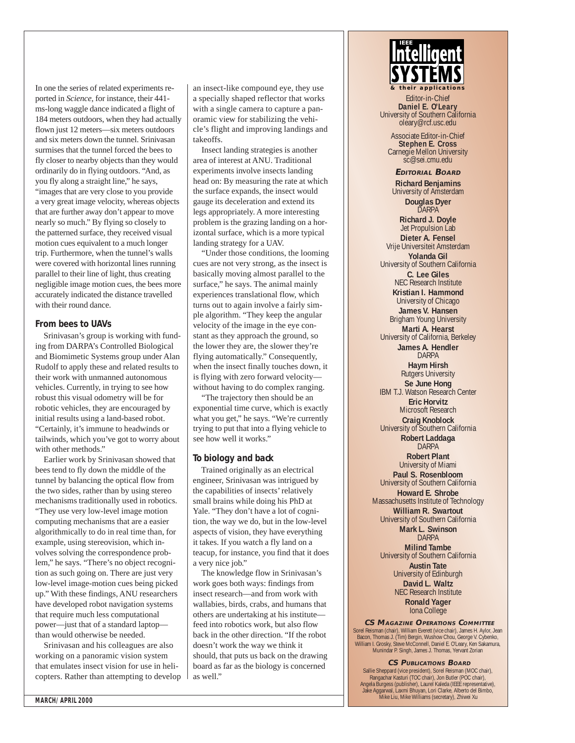In one the series of related experiments reported in *Science*, for instance, their 441-ms-long waggle dance indicated a flight of 184 meters outdoors, when they had actually flown just 12 meters—six meters outdoors and six meters down the tunnel. Srinivasan surmises that the tunnel forced the bees to fly closer to nearby objects than they would ordinarily do in flying outdoors. "And, as you fly along a straight line," he says, "images that are very close to you provide a very great image velocity, whereas objects that are further away don't appear to move nearly so much." By flying so closely to the patterned surface, they received visual motion cues equivalent to a much longer trip. Furthermore, when the tunnel's walls were covered with horizontal lines running parallel to their line of light, thus creating negligible image motion cues, the bees more accurately indicated the distance travelled with their round dance.

## From bees to UAVs

Srinivasan's group is working with funding from DARPA's Controlled Biological and Biomimetic Systems group under Alan Rudolf to apply these and related results to their work with unmanned autonomous vehicles. Currently, in trying to see how robust this visual odometry will be for robotic vehicles, they are encouraged by initial results using a land-based robot. "Certainly, it's immune to headwinds or tailwinds, which you've got to worry about with other methods."

Earlier work by Srinivasan showed that bees tend to fly down the middle of the tunnel by balancing the optical flow from the two sides, rather than by using stereo mechanisms traditionally used in robotics. "They use very low-level image motion computing mechanisms that are a easier algorithmically to do in real time than, for example, using stereovision, which involves solving the correspondence problem," he says. "There's no object recognition as such going on. There are just very low-level image-motion cues being picked up." With these findings, ANU researchers have developed robot navigation systems that require much less computational power—just that of a standard laptop—than would otherwise be needed.

Srinivasan and his colleagues are also working on a panoramic vision system that emulates insect vision for use in helicopters. Rather than attempting to develop an insect-like compound eye, they use a specially shaped reflector that works with a single camera to capture a panoramic view for stabilizing the vehicle's flight and improving landings and takeoffs.

Insect landing strategies is another area of interest at ANU. Traditional experiments involve insects landing head on: By measuring the rate at which the surface expands, the insect would gauge its deceleration and extend its legs appropriately. A more interesting problem is the grazing landing on a horizontal surface, which is a more typical landing strategy for a UAV.

"Under those conditions, the looming cues are not very strong, as the insect is basically moving almost parallel to the surface," he says. The animal mainly experiences translational flow, which turns out to again involve a fairly simple algorithm. "They keep the angular velocity of the image in the eye constant as they approach the ground, so the lower they are, the slower they're flying automatically." Consequently, when the insect finally touches down, it is flying with zero forward velocity—without having to do complex ranging.

"The trajectory then should be an exponential time curve, which is exactly what you get," he says. "We're currently trying to put that into a flying vehicle to see how well it works."

## To biology and back

Trained originally as an electrical engineer, Srinivasan was intrigued by the capabilities of insects' relatively small brains while doing his PhD at Yale. "They don't have a lot of cognition, the way we do, but in the low-level aspects of vision, they have everything it takes. If you watch a fly land on a teacup, for instance, you find that it does a very nice job."

The knowledge flow in Srinivasan's work goes both ways: findings from insect research—and from work with wallabies, birds, crabs, and humans that others are undertaking at his institute—feed into robotics work, but also flow back in the other direction. "If the robot doesn't work the way we think it should, that puts us back on the drawing board as far as the biology is concerned as well."

---

**IEEE Intelligent SYSTEMS & their applications**

Editor-in-Chief
**Daniel E. O'Leary**
University of Southern California
oleary@rcf.usc.edu

Associate Editor-in-Chief
**Stephen E. Cross**
Carnegie Mellon University
sc@sei.cmu.edu

**EDITORIAL BOARD**

**Richard Benjamins**
University of Amsterdam

**Douglas Dyer**
DARPA

**Richard J. Doyle**
Jet Propulsion Lab

**Dieter A. Fensel**
Vrije Universiteit Amsterdam

**Yolanda Gil**
University of Southern California

**C. Lee Giles**
NEC Research Institute

**Kristian I. Hammond**
University of Chicago

**James V. Hansen**
Brigham Young University

**Marti A. Hearst**
University of California, Berkeley

**James A. Hendler**
DARPA

**Haym Hirsh**
Rutgers University

**Se June Hong**
IBM T.J. Watson Research Center

**Eric Horvitz**
Microsoft Research

**Craig Knoblock**
University of Southern California

**Robert Laddaga**
DARPA

**Robert Plant**
University of Miami

**Paul S. Rosenbloom**
University of Southern California

**Howard E. Shrobe**
Massachusetts Institute of Technology

**William R. Swartout**
University of Southern California

**Mark L. Swinson**
DARPA

**Milind Tambe**
University of Southern California

**Austin Tate**
University of Edinburgh

**David L. Waltz**
NEC Research Institute

**Ronald Yager**
Iona College

**CS MAGAZINE OPERATIONS COMMITTEE**

Sorel Reisman (chair), William Everett (vice chair), James H. Aylor, Jean Bacon, Thomas J. (Tim) Bergin, Wushow Chou, George V. Cybenko, William I. Grosky, Steve McConnell, Daniel E. O'Leary, Ken Sakamura, Munindar P. Singh, James J. Thomas, Yervant Zorian

**CS PUBLICATIONS BOARD**

Sallie Sheppard (vice president), Sorel Reisman (MOC chair), Rangachar Kasturi (TOC chair), Jon Butler (POC chair), Angela Burgess (publisher), Laurel Kaleda (IEEE representative), Jake Aggarwal, Laxmi Bhuyan, Lori Clarke, Alberto del Bimbo, Mike Liu, Mike Williams (secretary), Zhiwei Xu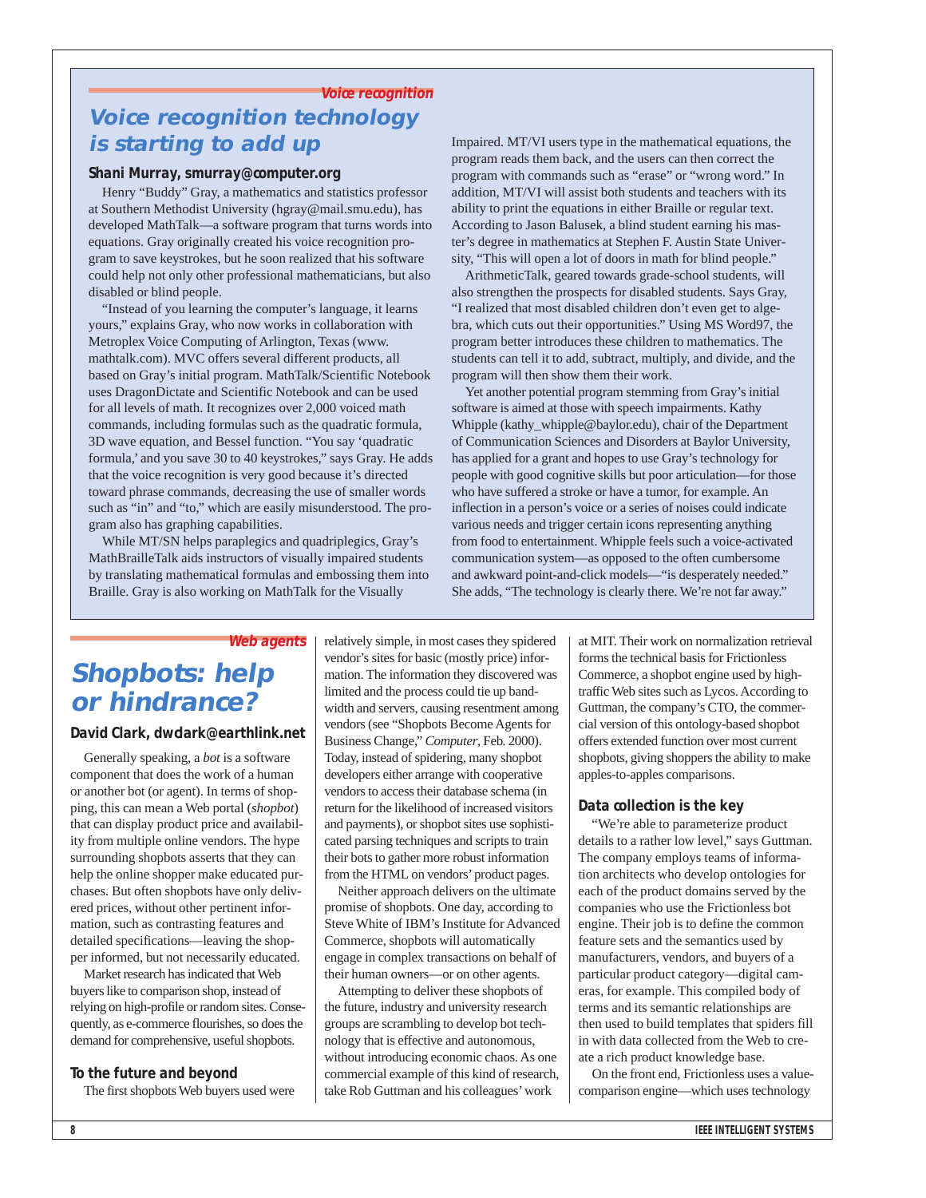*Voice recognition*

## Voice recognition technology is starting to add up

**Shani Murray, smurray@computer.org**

Henry "Buddy" Gray, a mathematics and statistics professor at Southern Methodist University (hgray@mail.smu.edu), has developed MathTalk—a software program that turns words into equations. Gray originally created his voice recognition program to save keystrokes, but he soon realized that his software could help not only other professional mathematicians, but also disabled or blind people.

"Instead of you learning the computer's language, it learns yours," explains Gray, who now works in collaboration with Metroplex Voice Computing of Arlington, Texas (www.mathtalk.com). MVC offers several different products, all based on Gray's initial program. MathTalk/Scientific Notebook uses DragonDictate and Scientific Notebook and can be used for all levels of math. It recognizes over 2,000 voiced math commands, including formulas such as the quadratic formula, 3D wave equation, and Bessel function. "You say 'quadratic formula,' and you save 30 to 40 keystrokes," says Gray. He adds that the voice recognition is very good because it's directed toward phrase commands, decreasing the use of smaller words such as "in" and "to," which are easily misunderstood. The program also has graphing capabilities.

While MT/SN helps paraplegics and quadriplegics, Gray's MathBrailleTalk aids instructors of visually impaired students by translating mathematical formulas and embossing them into Braille. Gray is also working on MathTalk for the Visually Impaired. MT/VI users type in the mathematical equations, the program reads them back, and the users can then correct the program with commands such as "erase" or "wrong word." In addition, MT/VI will assist both students and teachers with its ability to print the equations in either Braille or regular text. According to Jason Balusek, a blind student earning his master's degree in mathematics at Stephen F. Austin State University, "This will open a lot of doors in math for blind people."

ArithmeticTalk, geared towards grade-school students, will also strengthen the prospects for disabled students. Says Gray, "I realized that most disabled children don't even get to algebra, which cuts out their opportunities." Using MS Word97, the program better introduces these children to mathematics. The students can tell it to add, subtract, multiply, and divide, and the program will then show them their work.

Yet another potential program stemming from Gray's initial software is aimed at those with speech impairments. Kathy Whipple (kathy_whipple@baylor.edu), chair of the Department of Communication Sciences and Disorders at Baylor University, has applied for a grant and hopes to use Gray's technology for people with good cognitive skills but poor articulation—for those who have suffered a stroke or have a tumor, for example. An inflection in a person's voice or a series of noises could indicate various needs and trigger certain icons representing anything from food to entertainment. Whipple feels such a voice-activated communication system—as opposed to the often cumbersome and awkward point-and-click models—"is desperately needed." She adds, "The technology is clearly there. We're not far away."

*Web agents*

## Shopbots: help or hindrance?

**David Clark, dwclark@earthlink.net**

Generally speaking, a *bot* is a software component that does the work of a human or another bot (or agent). In terms of shopping, this can mean a Web portal (*shopbot*) that can display product price and availability from multiple online vendors. The hype surrounding shopbots asserts that they can help the online shopper make educated purchases. But often shopbots have only delivered prices, without other pertinent information, such as contrasting features and detailed specifications—leaving the shopper informed, but not necessarily educated.

Market research has indicated that Web buyers like to comparison shop, instead of relying on high-profile or random sites. Consequently, as e-commerce flourishes, so does the demand for comprehensive, useful shopbots.

### To the future and beyond

The first shopbots Web buyers used were relatively simple, in most cases they spidered vendor's sites for basic (mostly price) information. The information they discovered was limited and the process could tie up bandwidth and servers, causing resentment among vendors (see "Shopbots Become Agents for Business Change," *Computer*, Feb. 2000). Today, instead of spidering, many shopbot developers either arrange with cooperative vendors to access their database schema (in return for the likelihood of increased visitors and payments), or shopbot sites use sophisticated parsing techniques and scripts to train their bots to gather more robust information from the HTML on vendors' product pages.

Neither approach delivers on the ultimate promise of shopbots. One day, according to Steve White of IBM's Institute for Advanced Commerce, shopbots will automatically engage in complex transactions on behalf of their human owners—or on other agents.

Attempting to deliver these shopbots of the future, industry and university research groups are scrambling to develop bot technology that is effective and autonomous, without introducing economic chaos. As one commercial example of this kind of research, take Rob Guttman and his colleagues' work at MIT. Their work on normalization retrieval forms the technical basis for Frictionless Commerce, a shopbot engine used by high-traffic Web sites such as Lycos. According to Guttman, the company's CTO, the commercial version of this ontology-based shopbot offers extended function over most current shopbots, giving shoppers the ability to make apples-to-apples comparisons.

### Data collection is the key

"We're able to parameterize product details to a rather low level," says Guttman. The company employs teams of information architects who develop ontologies for each of the product domains served by the companies who use the Frictionless bot engine. Their job is to define the common feature sets and the semantics used by manufacturers, vendors, and buyers of a particular product category—digital cameras, for example. This compiled body of terms and its semantic relationships are then used to build templates that spiders fill in with data collected from the Web to create a rich product knowledge base.

On the front end, Frictionless uses a value-comparison engine—which uses technology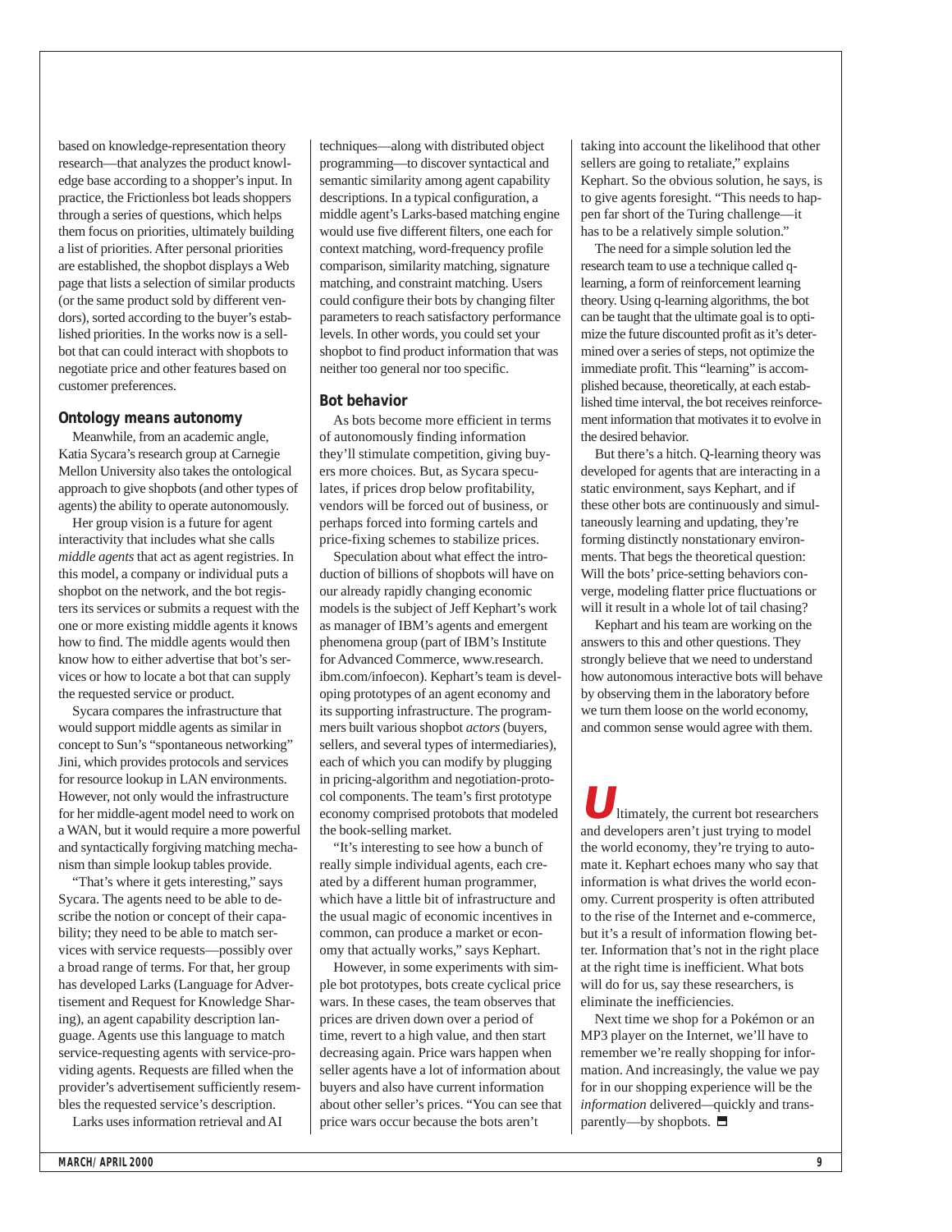based on knowledge-representation theory research—that analyzes the product knowledge base according to a shopper's input. In practice, the Frictionless bot leads shoppers through a series of questions, which helps them focus on priorities, ultimately building a list of priorities. After personal priorities are established, the shopbot displays a Web page that lists a selection of similar products (or the same product sold by different vendors), sorted according to the buyer's established priorities. In the works now is a sellbot that can could interact with shopbots to negotiate price and other features based on customer preferences.

## Ontology means autonomy

Meanwhile, from an academic angle, Katia Sycara's research group at Carnegie Mellon University also takes the ontological approach to give shopbots (and other types of agents) the ability to operate autonomously.

Her group vision is a future for agent interactivity that includes what she calls *middle agents* that act as agent registries. In this model, a company or individual puts a shopbot on the network, and the bot registers its services or submits a request with the one or more existing middle agents it knows how to find. The middle agents would then know how to either advertise that bot's services or how to locate a bot that can supply the requested service or product.

Sycara compares the infrastructure that would support middle agents as similar in concept to Sun's "spontaneous networking" Jini, which provides protocols and services for resource lookup in LAN environments. However, not only would the infrastructure for her middle-agent model need to work on a WAN, but it would require a more powerful and syntactically forgiving matching mechanism than simple lookup tables provide.

"That's where it gets interesting," says Sycara. The agents need to be able to describe the notion or concept of their capability; they need to be able to match services with service requests—possibly over a broad range of terms. For that, her group has developed Larks (Language for Advertisement and Request for Knowledge Sharing), an agent capability description language. Agents use this language to match service-requesting agents with service-providing agents. Requests are filled when the provider's advertisement sufficiently resembles the requested service's description.

Larks uses information retrieval and AI techniques—along with distributed object programming—to discover syntactical and semantic similarity among agent capability descriptions. In a typical configuration, a middle agent's Larks-based matching engine would use five different filters, one each for context matching, word-frequency profile comparison, similarity matching, signature matching, and constraint matching. Users could configure their bots by changing filter parameters to reach satisfactory performance levels. In other words, you could set your shopbot to find product information that was neither too general nor too specific.

## Bot behavior

As bots become more efficient in terms of autonomously finding information they'll stimulate competition, giving buyers more choices. But, as Sycara speculates, if prices drop below profitability, vendors will be forced out of business, or perhaps forced into forming cartels and price-fixing schemes to stabilize prices.

Speculation about what effect the introduction of billions of shopbots will have on our already rapidly changing economic models is the subject of Jeff Kephart's work as manager of IBM's agents and emergent phenomena group (part of IBM's Institute for Advanced Commerce, www.research.ibm.com/infoecon). Kephart's team is developing prototypes of an agent economy and its supporting infrastructure. The programmers built various shopbot *actors* (buyers, sellers, and several types of intermediaries), each of which you can modify by plugging in pricing-algorithm and negotiation-protocol components. The team's first prototype economy comprised protobots that modeled the book-selling market.

"It's interesting to see how a bunch of really simple individual agents, each created by a different human programmer, which have a little bit of infrastructure and the usual magic of economic incentives in common, can produce a market or economy that actually works," says Kephart.

However, in some experiments with simple bot prototypes, bots create cyclical price wars. In these cases, the team observes that prices are driven down over a period of time, revert to a high value, and then start decreasing again. Price wars happen when seller agents have a lot of information about buyers and also have current information about other seller's prices. "You can see that price wars occur because the bots aren't taking into account the likelihood that other sellers are going to retaliate," explains Kephart. So the obvious solution, he says, is to give agents foresight. "This needs to happen far short of the Turing challenge—it has to be a relatively simple solution."

The need for a simple solution led the research team to use a technique called q-learning, a form of reinforcement learning theory. Using q-learning algorithms, the bot can be taught that the ultimate goal is to optimize the future discounted profit as it's determined over a series of steps, not optimize the immediate profit. This "learning" is accomplished because, theoretically, at each established time interval, the bot receives reinforcement information that motivates it to evolve in the desired behavior.

But there's a hitch. Q-learning theory was developed for agents that are interacting in a static environment, says Kephart, and if these other bots are continuously and simultaneously learning and updating, they're forming distinctly nonstationary environments. That begs the theoretical question: Will the bots' price-setting behaviors converge, modeling flatter price fluctuations or will it result in a whole lot of tail chasing?

Kephart and his team are working on the answers to this and other questions. They strongly believe that we need to understand how autonomous interactive bots will behave by observing them in the laboratory before we turn them loose on the world economy, and common sense would agree with them.

**U**ltimately, the current bot researchers and developers aren't just trying to model the world economy, they're trying to automate it. Kephart echoes many who say that information is what drives the world economy. Current prosperity is often attributed to the rise of the Internet and e-commerce, but it's a result of information flowing better. Information that's not in the right place at the right time is inefficient. What bots will do for us, say these researchers, is eliminate the inefficiencies.

Next time we shop for a Pokémon or an MP3 player on the Internet, we'll have to remember we're really shopping for information. And increasingly, the value we pay for in our shopping experience will be the *information* delivered—quickly and transparently—by shopbots. ■